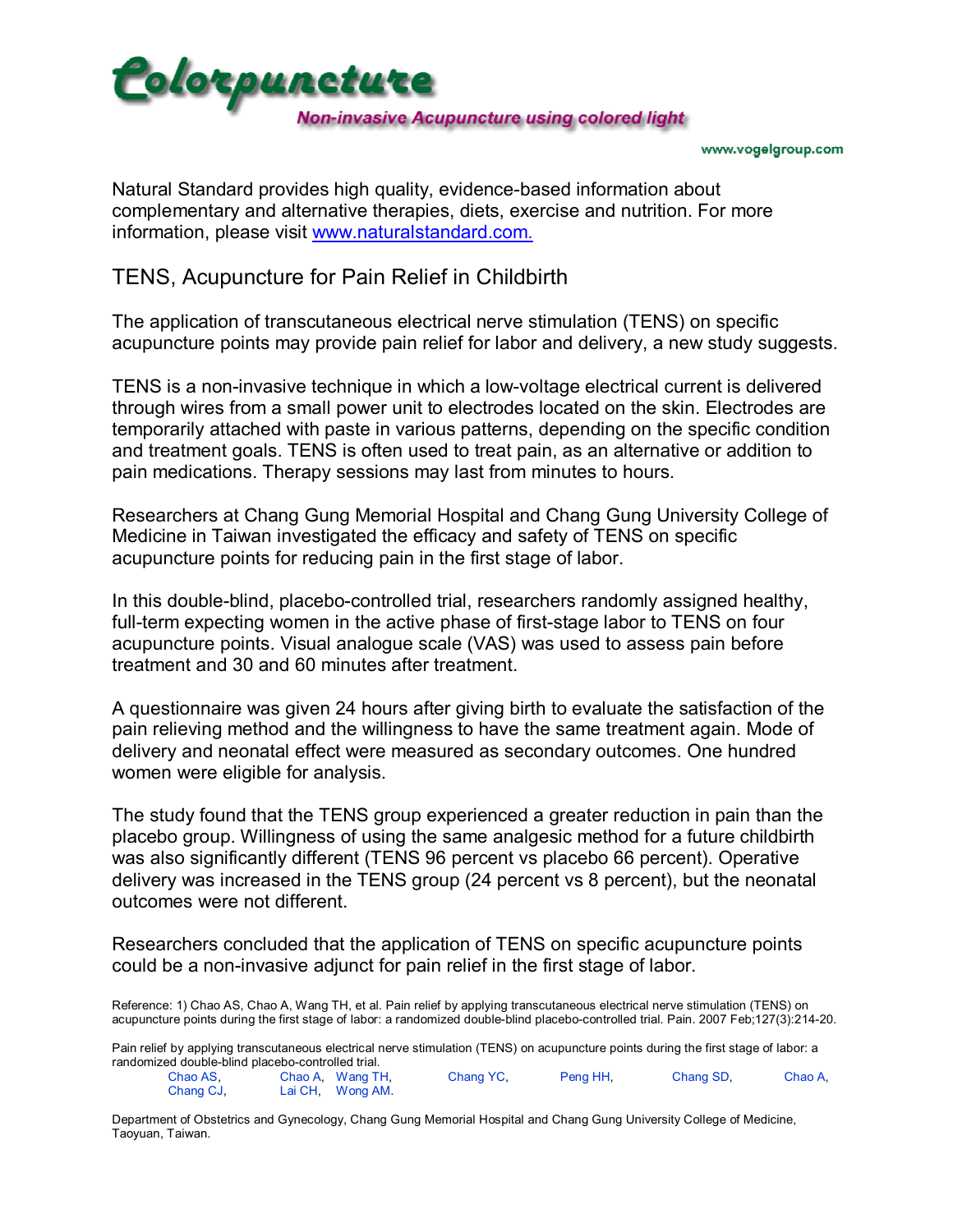# Colorpuncture

**Non-invasive Acupuncture using colored light**

www.vogelgroup.com

Natural Standard provides high quality, evidence-based information about complementary and alternative therapies, diets, exercise and nutrition. For more information, please visit [www.naturalstandard.com.](http://www.naturalstandard.com)

## TENS, Acupuncture for Pain Relief in Childbirth

The application of transcutaneous electrical nerve stimulation (TENS) on specific acupuncture points may provide pain relief for labor and delivery, a new study suggests.

TENS is a non-invasive technique in which a low-voltage electrical current is delivered through wires from a small power unit to electrodes located on the skin. Electrodes are temporarily attached with paste in various patterns, depending on the specific condition and treatment goals. TENS is often used to treat pain, as an alternative or addition to pain medications. Therapy sessions may last from minutes to hours.

Researchers at Chang Gung Memorial Hospital and Chang Gung University College of Medicine in Taiwan investigated the efficacy and safety of TENS on specific acupuncture points for reducing pain in the first stage of labor.

In this double-blind, placebo-controlled trial, researchers randomly assigned healthy, full-term expecting women in the active phase of first-stage labor to TENS on four acupuncture points. Visual analogue scale (VAS) was used to assess pain before treatment and 30 and 60 minutes after treatment.

A questionnaire was given 24 hours after giving birth to evaluate the satisfaction of the pain relieving method and the willingness to have the same treatment again. Mode of delivery and neonatal effect were measured as secondary outcomes. One hundred women were eligible for analysis.

The study found that the TENS group experienced a greater reduction in pain than the placebo group. Willingness of using the same analgesic method for a future childbirth was also significantly different (TENS 96 percent vs placebo 66 percent). Operative delivery was increased in the TENS group (24 percent vs 8 percent), but the neonatal outcomes were not different.

Researchers concluded that the application of TENS on specific acupuncture points could be a non-invasive adjunct for pain relief in the first stage of labor.

Reference: 1) Chao AS, Chao A, Wang TH, et al. Pain relief by applying transcutaneous electrical nerve stimulation (TENS) on acupuncture points during the first stage of labor: a randomized double-blind placebo-controlled trial. Pain. 2007 Feb;127(3):214-20.

Pain relief by applying transcutaneous electrical nerve stimulation (TENS) on acupuncture points during the first stage of labor: a randomized double-blind placebo-controlled trial.

Chao AS, Chao A, Wang TH, Chang YC, Peng HH, Chang SD, Chao A, Chang CJ, Lai CH, Wong AM.

Department of Obstetrics and Gynecology, Chang Gung Memorial Hospital and Chang Gung University College of Medicine, Taoyuan, Taiwan.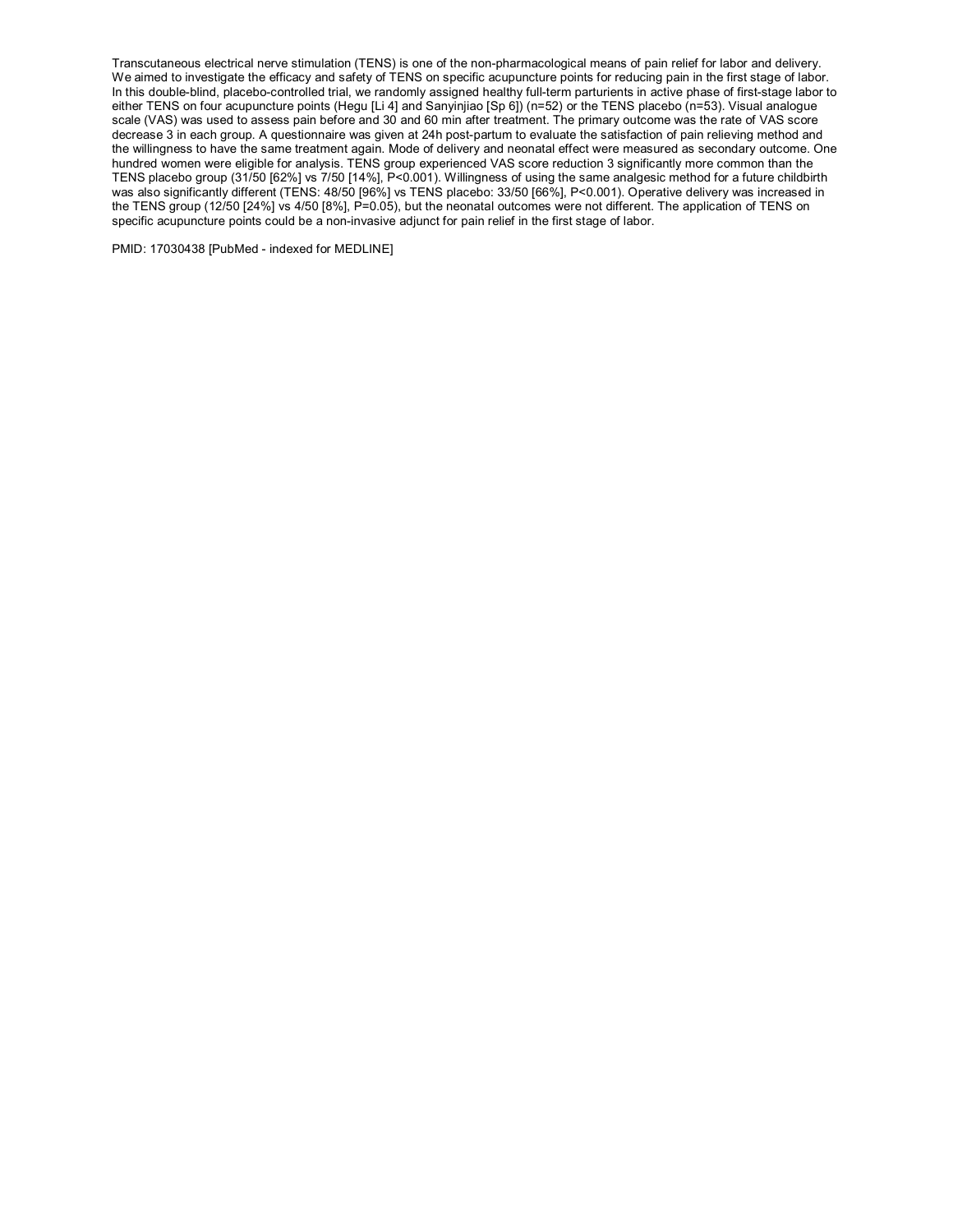Transcutaneous electrical nerve stimulation (TENS) is one of the non-pharmacological means of pain relief for labor and delivery. We aimed to investigate the efficacy and safety of TENS on specific acupuncture points for reducing pain in the first stage of labor. In this double-blind, placebo-controlled trial, we randomly assigned healthy full-term parturients in active phase of first-stage labor to either TENS on four acupuncture points (Hegu [Li 4] and Sanyinjiao [Sp 6]) (n=52) or the TENS placebo (n=53). Visual analogue scale (VAS) was used to assess pain before and 30 and 60 min after treatment. The primary outcome was the rate of VAS score decrease 3 in each group. A questionnaire was given at 24h post-partum to evaluate the satisfaction of pain relieving method and the willingness to have the same treatment again. Mode of delivery and neonatal effect were measured as secondary outcome. One hundred women were eligible for analysis. TENS group experienced VAS score reduction 3 significantly more common than the TENS placebo group (31/50 [62%] vs 7/50 [14%], P<0.001). Willingness of using the same analgesic method for a future childbirth was also significantly different (TENS: 48/50 [96%] vs TENS placebo: 33/50 [66%], P<0.001). Operative delivery was increased in the TENS group (12/50 [24%] vs 4/50 [8%], P=0.05), but the neonatal outcomes were not different. The application of TENS on specific acupuncture points could be a non-invasive adjunct for pain relief in the first stage of labor.

PMID: 17030438 [PubMed - indexed for MEDLINE]